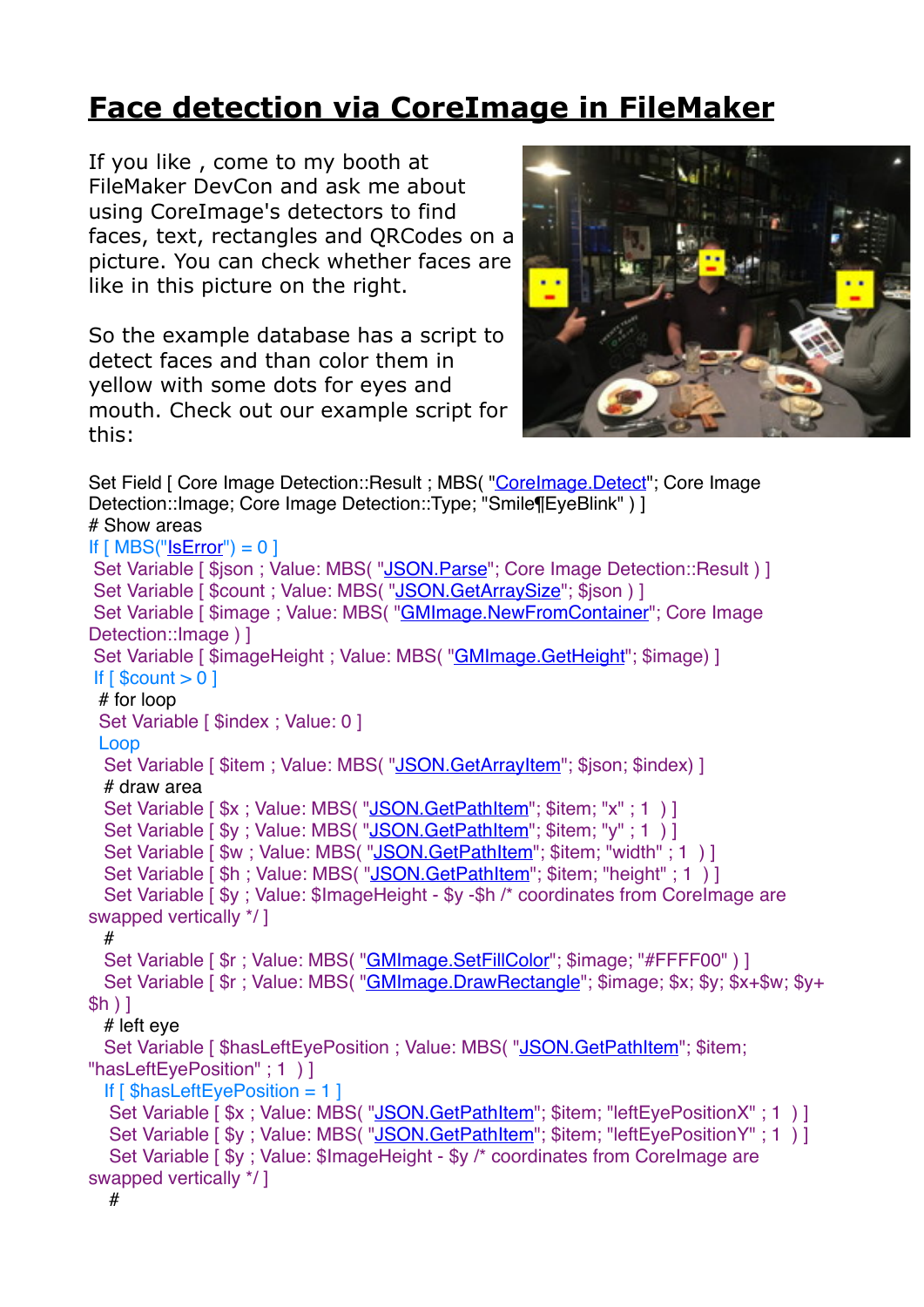# Face detection via CoreImage in FileMaker

If you like , come to my booth at FileMaker DevCon and ask me about using CoreImage's detectors to find faces, text, rectangles and QRCodes on a picture. You can check whether faces are like in this picture on the right.

So the example database has a script to detect faces and than color them in yellow with some dots for eyes and mouth. Check out our example script for this:

```
Set Field [ Core Image Detection::Result ; MBS( "CoreImage.Detect"; Core Image Detection::Image; Core Image Detection::Type; "Smile¶EyeBlink" ) ]
# Show areas
If [ MBS("IsError") = 0 ]
 Set Variable [ $json ; Value: MBS( "JSON.Parse"; Core Image Detection::Result ) ]
 Set Variable [ $count ; Value: MBS( "JSON.GetArraySize"; $json ) ]
 Set Variable [ $image ; Value: MBS( "GMImage.NewFromContainer"; Core Image Detection::Image ) ]
 Set Variable [ $imageHeight ; Value: MBS( "GMImage.GetHeight"; $image) ]
 If [ $count > 0 ]
  # for loop
  Set Variable [ $index ; Value: 0 ]
  Loop
   Set Variable [ $item ; Value: MBS( "JSON.GetArrayItem"; $json; $index) ]
   # draw area
   Set Variable [ $x ; Value: MBS( "JSON.GetPathItem"; $item; "x" ; 1 ) ]
   Set Variable [ $y ; Value: MBS( "JSON.GetPathItem"; $item; "y" ; 1 ) ]
   Set Variable [ $w ; Value: MBS( "JSON.GetPathItem"; $item; "width" ; 1 ) ]
   Set Variable [ $h ; Value: MBS( "JSON.GetPathItem"; $item; "height" ; 1 ) ]
   Set Variable [ $y ; Value: $ImageHeight - $y -$h /* coordinates from CoreImage are swapped vertically */ ]
   #
   Set Variable [ $r ; Value: MBS( "GMImage.SetFillColor"; $image; "#FFFF00" ) ]
   Set Variable [ $r ; Value: MBS( "GMImage.DrawRectangle"; $image; $x; $y; $x+$w; $y+$h ) ]
   # left eye
   Set Variable [ $hasLeftEyePosition ; Value: MBS( "JSON.GetPathItem"; $item; "hasLeftEyePosition" ; 1 ) ]
   If [ $hasLeftEyePosition = 1 ]
    Set Variable [ $x ; Value: MBS( "JSON.GetPathItem"; $item; "leftEyePositionX" ; 1 ) ]
    Set Variable [ $y ; Value: MBS( "JSON.GetPathItem"; $item; "leftEyePositionY" ; 1 ) ]
    Set Variable [ $y ; Value: $ImageHeight - $y /* coordinates from CoreImage are swapped vertically */ ]
    #
```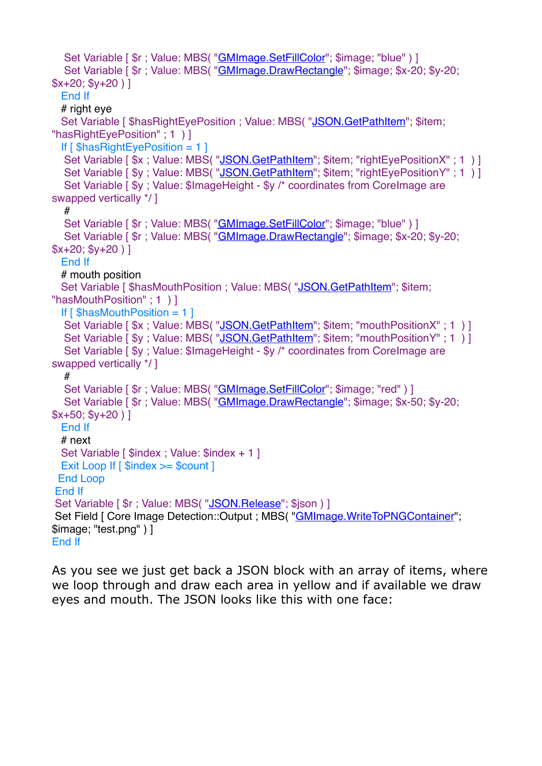```
    Set Variable [ $r ; Value: MBS( "GMImage.SetFillColor"; $image; "blue" ) ]
    Set Variable [ $r ; Value: MBS( "GMImage.DrawRectangle"; $image; $x-20; $y-20;
$x+20; $y+20 ) ]
   End If
   # right eye
   Set Variable [ $hasRightEyePosition ; Value: MBS( "JSON.GetPathItem"; $item;
"hasRightEyePosition" ; 1  ) ]
   If [ $hasRightEyePosition = 1 ]
    Set Variable [ $x ; Value: MBS( "JSON.GetPathItem"; $item; "rightEyePositionX" ; 1  ) ]
    Set Variable [ $y ; Value: MBS( "JSON.GetPathItem"; $item; "rightEyePositionY" ; 1  ) ]
    Set Variable [ $y ; Value: $ImageHeight - $y /* coordinates from CoreImage are
swapped vertically */ ]
    #
    Set Variable [ $r ; Value: MBS( "GMImage.SetFillColor"; $image; "blue" ) ]
    Set Variable [ $r ; Value: MBS( "GMImage.DrawRectangle"; $image; $x-20; $y-20;
$x+20; $y+20 ) ]
   End If
   # mouth position
   Set Variable [ $hasMouthPosition ; Value: MBS( "JSON.GetPathItem"; $item;
"hasMouthPosition" ; 1  ) ]
   If [ $hasMouthPosition = 1 ]
    Set Variable [ $x ; Value: MBS( "JSON.GetPathItem"; $item; "mouthPositionX" ; 1  ) ]
    Set Variable [ $y ; Value: MBS( "JSON.GetPathItem"; $item; "mouthPositionY" ; 1  ) ]
    Set Variable [ $y ; Value: $ImageHeight - $y /* coordinates from CoreImage are
swapped vertically */ ]
    #
    Set Variable [ $r ; Value: MBS( "GMImage.SetFillColor"; $image; "red" ) ]
    Set Variable [ $r ; Value: MBS( "GMImage.DrawRectangle"; $image; $x-50; $y-20;
$x+50; $y+20 ) ]
   End If
   # next
   Set Variable [ $index ; Value: $index + 1 ]
   Exit Loop If [ $index >= $count ]
  End Loop
 End If
 Set Variable [ $r ; Value: MBS( "JSON.Release"; $json ) ]
 Set Field [ Core Image Detection::Output ; MBS( "GMImage.WriteToPNGContainer";
$image; "test.png" ) ]
End If
```

As you see we just get back a JSON block with an array of items, where we loop through and draw each area in yellow and if available we draw eyes and mouth. The JSON looks like this with one face: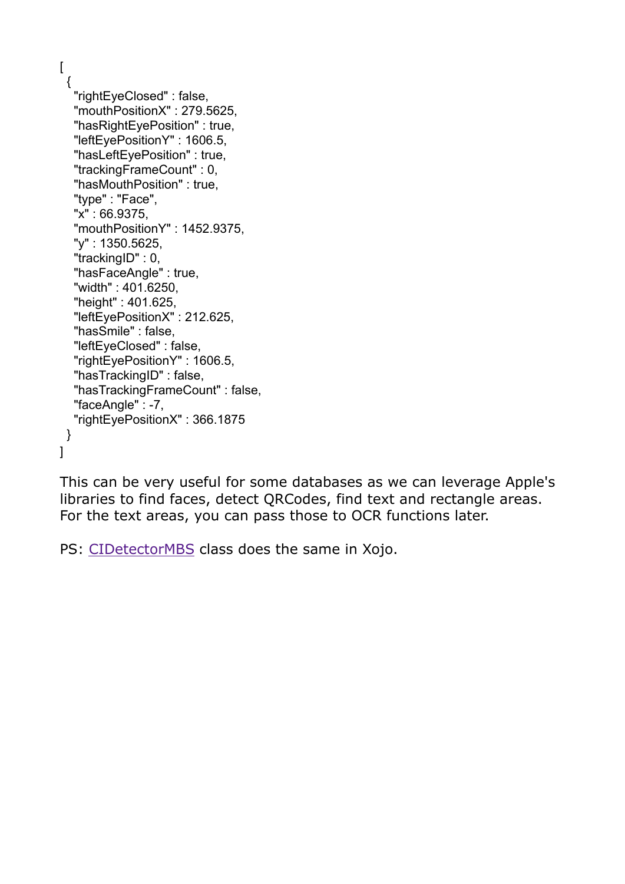```
[
 {
  "rightEyeClosed" : false,
  "mouthPositionX" : 279.5625,
  "hasRightEyePosition" : true,
  "leftEyePositionY" : 1606.5,
  "hasLeftEyePosition" : true,
  "trackingFrameCount" : 0,
  "hasMouthPosition" : true,
  "type" : "Face",
  "x" : 66.9375,
  "mouthPositionY" : 1452.9375,
  "y" : 1350.5625,
  "trackingID" : 0,
  "hasFaceAngle" : true,
  "width" : 401.6250,
  "height" : 401.625,
  "leftEyePositionX" : 212.625,
  "hasSmile" : false,
  "leftEyeClosed" : false,
  "rightEyePositionY" : 1606.5,
  "hasTrackingID" : false,
  "hasTrackingFrameCount" : false,
  "faceAngle" : -7,
  "rightEyePositionX" : 366.1875
 }
]
```

This can be very useful for some databases as we can leverage Apple's libraries to find faces, detect QRCodes, find text and rectangle areas. For the text areas, you can pass those to OCR functions later.

PS: CIDetectorMBS class does the same in Xojo.